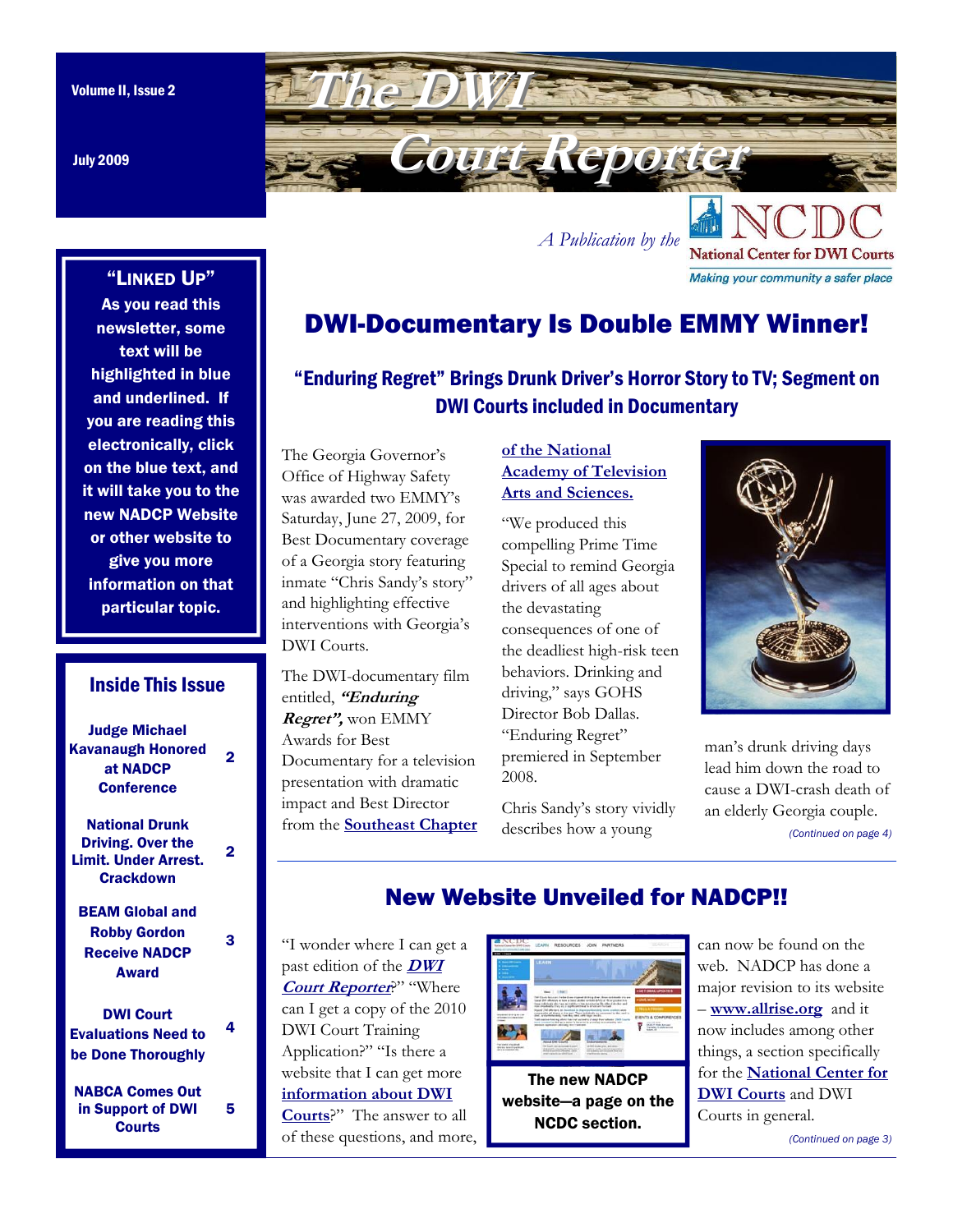Volume II, Issue 2

July 2009

# The DWI Court Reporter

*A Publication by the* NCDC National Center for DWI Courts

*Making your community a safer place*

## "Linked Up"

**As you read this newsletter, some text will be highlighted in blue and underlined. If you are reading this electronically, click on the blue text, and it will take you to the new NADCP Website or other website to give you more information on that particular topic.**

## Inside This Issue

| | |
|---|---|
| Judge Michael Kavanaugh Honored at NADCP Conference | 2 |
| National Drunk Driving. Over the Limit. Under Arrest. Crackdown | 2 |
| BEAM Global and Robby Gordon Receive NADCP Award | 3 |
| DWI Court Evaluations Need to be Done Thoroughly | 4 |
| NABCA Comes Out in Support of DWI Courts | 5 |

# DWI-Documentary Is Double EMMY Winner!

## "Enduring Regret" Brings Drunk Driver's Horror Story to TV; Segment on DWI Courts included in Documentary

The Georgia Governor's Office of Highway Safety was awarded two EMMY's Saturday, June 27, 2009, for Best Documentary coverage of a Georgia story featuring inmate "Chris Sandy's story" and highlighting effective interventions with Georgia's DWI Courts.

The DWI-documentary film entitled, ***"Enduring Regret",*** won EMMY Awards for Best Documentary for a television presentation with dramatic impact and Best Director from the **Southeast Chapter of the National Academy of Television Arts and Sciences.**

"We produced this compelling Prime Time Special to remind Georgia drivers of all ages about the devastating consequences of one of the deadliest high-risk teen behaviors. Drinking and driving," says GOHS Director Bob Dallas. "Enduring Regret" premiered in September 2008.

Chris Sandy's story vividly describes how a young man's drunk driving days lead him down the road to cause a DWI-crash death of an elderly Georgia couple.

*(Continued on page 4)*

# New Website Unveiled for NADCP!!

"I wonder where I can get a past edition of the ***DWI Court Reporter***?" "Where can I get a copy of the 2010 DWI Court Training Application?" "Is there a website that I can get more **information about DWI Courts**?" The answer to all of these questions, and more, can now be found on the web. NADCP has done a major revision to its website – **www.allrise.org** and it now includes among other things, a section specifically for the **National Center for DWI Courts** and DWI Courts in general.

**The new NADCP website—a page on the NCDC section.**

*(Continued on page 3)*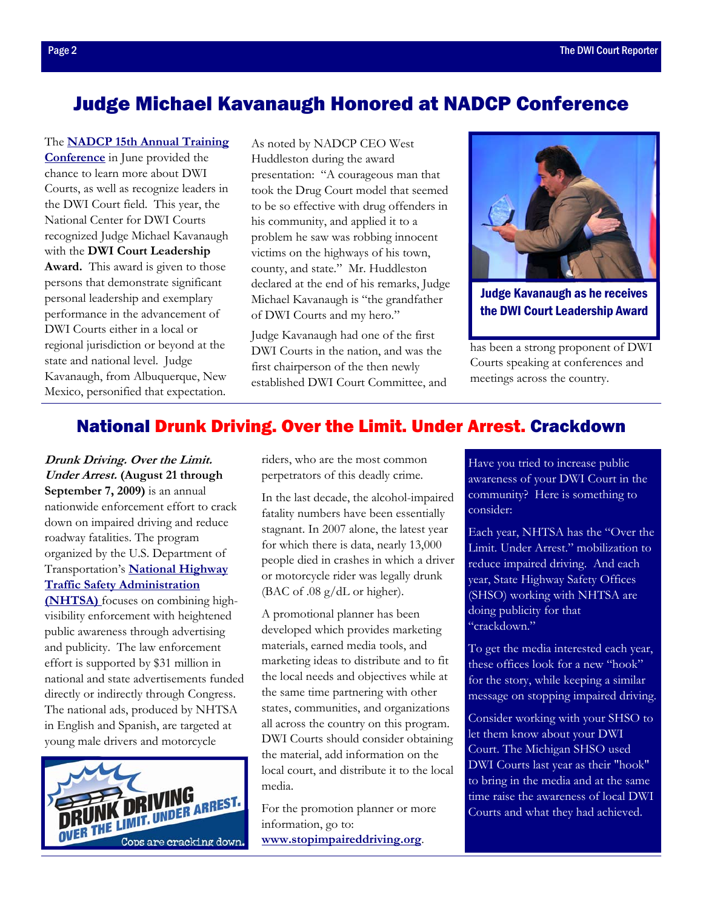## Judge Michael Kavanaugh Honored at NADCP Conference

The **NADCP 15th Annual Training Conference** in June provided the chance to learn more about DWI Courts, as well as recognize leaders in the DWI Court field. This year, the National Center for DWI Courts recognized Judge Michael Kavanaugh with the **DWI Court Leadership Award.** This award is given to those persons that demonstrate significant personal leadership and exemplary performance in the advancement of DWI Courts either in a local or regional jurisdiction or beyond at the state and national level. Judge Kavanaugh, from Albuquerque, New Mexico, personified that expectation.

As noted by NADCP CEO West Huddleston during the award presentation: "A courageous man that took the Drug Court model that seemed to be so effective with drug offenders in his community, and applied it to a problem he saw was robbing innocent victims on the highways of his town, county, and state." Mr. Huddleston declared at the end of his remarks, Judge Michael Kavanaugh is "the grandfather of DWI Courts and my hero."

Judge Kavanaugh had one of the first DWI Courts in the nation, and was the first chairperson of the then newly established DWI Court Committee, and has been a strong proponent of DWI Courts speaking at conferences and meetings across the country.

**Judge Kavanaugh as he receives the DWI Court Leadership Award**

## National Drunk Driving. Over the Limit. Under Arrest. Crackdown

***Drunk Driving. Over the Limit. Under Arrest.* (August 21 through September 7, 2009)** is an annual nationwide enforcement effort to crack down on impaired driving and reduce roadway fatalities. The program organized by the U.S. Department of Transportation's **National Highway Traffic Safety Administration (NHTSA)** focuses on combining high-visibility enforcement with heightened public awareness through advertising and publicity. The law enforcement effort is supported by $31 million in national and state advertisements funded directly or indirectly through Congress. The national ads, produced by NHTSA in English and Spanish, are targeted at young male drivers and motorcycle riders, who are the most common perpetrators of this deadly crime.

In the last decade, the alcohol-impaired fatality numbers have been essentially stagnant. In 2007 alone, the latest year for which there is data, nearly 13,000 people died in crashes in which a driver or motorcycle rider was legally drunk (BAC of .08 g/dL or higher).

A promotional planner has been developed which provides marketing materials, earned media tools, and marketing ideas to distribute and to fit the local needs and objectives while at the same time partnering with other states, communities, and organizations all across the country on this program. DWI Courts should consider obtaining the material, add information on the local court, and distribute it to the local media.

For the promotion planner or more information, go to: **www.stopimpaireddriving.org**.

Have you tried to increase public awareness of your DWI Court in the community? Here is something to consider:

Each year, NHTSA has the "Over the Limit. Under Arrest." mobilization to reduce impaired driving. And each year, State Highway Safety Offices (SHSO) working with NHTSA are doing publicity for that "crackdown."

To get the media interested each year, these offices look for a new "hook" for the story, while keeping a similar message on stopping impaired driving.

Consider working with your SHSO to let them know about your DWI Court. The Michigan SHSO used DWI Courts last year as their "hook" to bring in the media and at the same time raise the awareness of local DWI Courts and what they had achieved.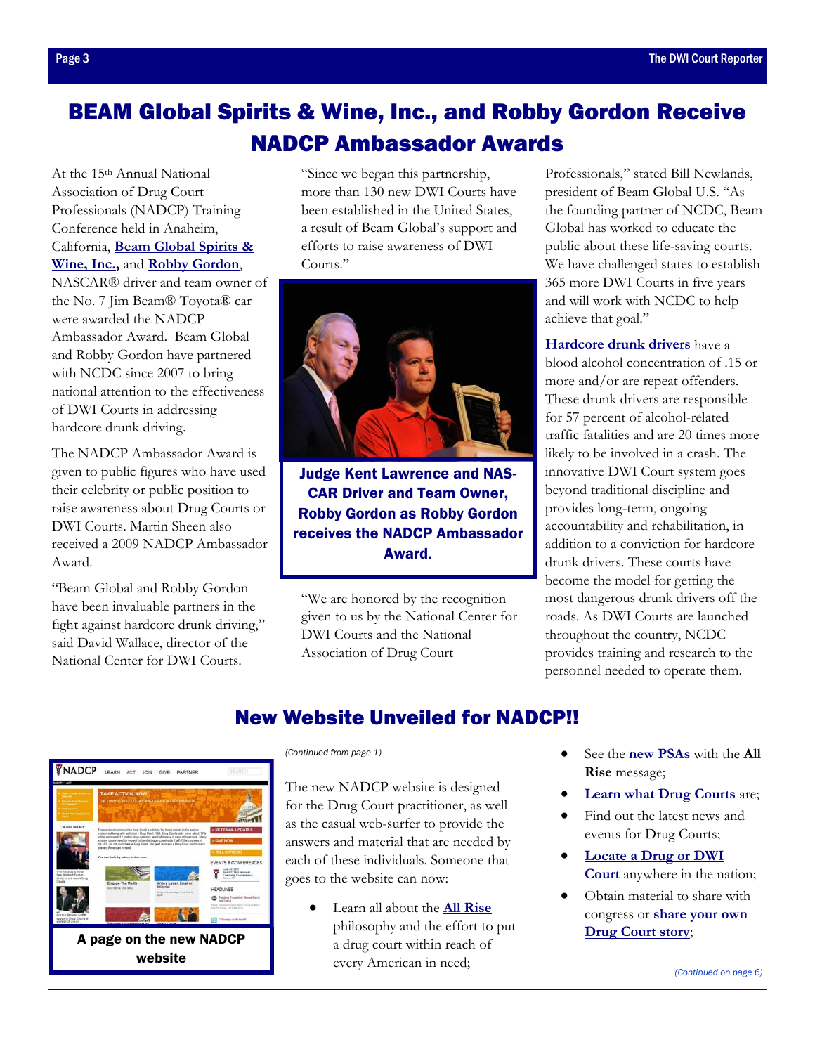# BEAM Global Spirits & Wine, Inc., and Robby Gordon Receive NADCP Ambassador Awards

At the 15th Annual National Association of Drug Court Professionals (NADCP) Training Conference held in Anaheim, California, **Beam Global Spirits & Wine, Inc.,** and **Robby Gordon**, NASCAR® driver and team owner of the No. 7 Jim Beam® Toyota® car were awarded the NADCP Ambassador Award. Beam Global and Robby Gordon have partnered with NCDC since 2007 to bring national attention to the effectiveness of DWI Courts in addressing hardcore drunk driving.

The NADCP Ambassador Award is given to public figures who have used their celebrity or public position to raise awareness about Drug Courts or DWI Courts. Martin Sheen also received a 2009 NADCP Ambassador Award.

"Beam Global and Robby Gordon have been invaluable partners in the fight against hardcore drunk driving," said David Wallace, director of the National Center for DWI Courts.

"Since we began this partnership, more than 130 new DWI Courts have been established in the United States, a result of Beam Global's support and efforts to raise awareness of DWI Courts."

**Judge Kent Lawrence and NASCAR Driver and Team Owner, Robby Gordon as Robby Gordon receives the NADCP Ambassador Award.**

"We are honored by the recognition given to us by the National Center for DWI Courts and the National Association of Drug Court Professionals," stated Bill Newlands, president of Beam Global U.S. "As the founding partner of NCDC, Beam Global has worked to educate the public about these life-saving courts. We have challenged states to establish 365 more DWI Courts in five years and will work with NCDC to help achieve that goal."

**Hardcore drunk drivers** have a blood alcohol concentration of .15 or more and/or are repeat offenders. These drunk drivers are responsible for 57 percent of alcohol-related traffic fatalities and are 20 times more likely to be involved in a crash. The innovative DWI Court system goes beyond traditional discipline and provides long-term, ongoing accountability and rehabilitation, in addition to a conviction for hardcore drunk drivers. These courts have become the model for getting the most dangerous drunk drivers off the roads. As DWI Courts are launched throughout the country, NCDC provides training and research to the personnel needed to operate them.

# New Website Unveiled for NADCP!!

**A page on the new NADCP website**

*(Continued from page 1)*

The new NADCP website is designed for the Drug Court practitioner, as well as the casual web-surfer to provide the answers and material that are needed by each of these individuals. Someone that goes to the website can now:

- Learn all about the **All Rise** philosophy and the effort to put a drug court within reach of every American in need;
- See the **new PSAs** with the **All Rise** message;
- **Learn what Drug Courts** are;
- Find out the latest news and events for Drug Courts;
- **Locate a Drug or DWI Court** anywhere in the nation;
- Obtain material to share with congress or **share your own Drug Court story**;

*(Continued on page 6)*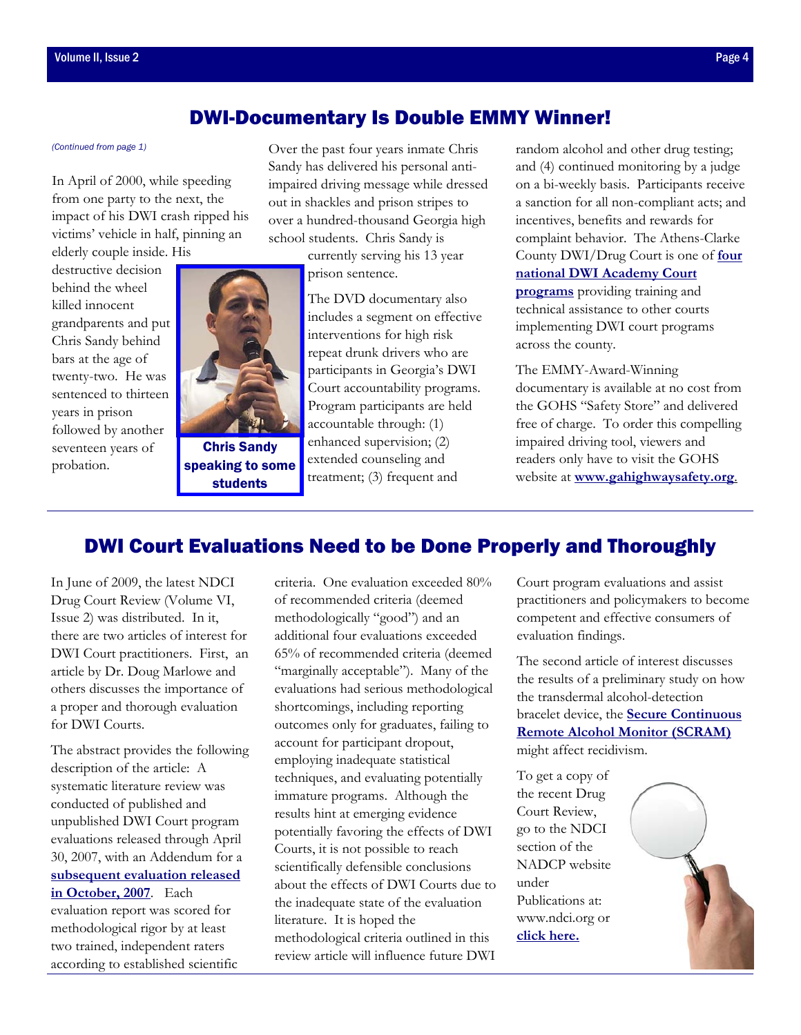## DWI-Documentary Is Double EMMY Winner!

*(Continued from page 1)*

In April of 2000, while speeding from one party to the next, the impact of his DWI crash ripped his victims' vehicle in half, pinning an elderly couple inside. His destructive decision behind the wheel killed innocent grandparents and put Chris Sandy behind bars at the age of twenty-two. He was sentenced to thirteen years in prison followed by another seventeen years of probation.

**Chris Sandy speaking to some students**

Over the past four years inmate Chris Sandy has delivered his personal anti-impaired driving message while dressed out in shackles and prison stripes to over a hundred-thousand Georgia high school students. Chris Sandy is currently serving his 13 year prison sentence.

The DVD documentary also includes a segment on effective interventions for high risk repeat drunk drivers who are participants in Georgia's DWI Court accountability programs. Program participants are held accountable through: (1) enhanced supervision; (2) extended counseling and treatment; (3) frequent and random alcohol and other drug testing; and (4) continued monitoring by a judge on a bi-weekly basis. Participants receive a sanction for all non-compliant acts; and incentives, benefits and rewards for complaint behavior. The Athens-Clarke County DWI/Drug Court is one of **four national DWI Academy Court programs** providing training and technical assistance to other courts implementing DWI court programs across the county.

The EMMY-Award-Winning documentary is available at no cost from the GOHS "Safety Store" and delivered free of charge. To order this compelling impaired driving tool, viewers and readers only have to visit the GOHS website at **www.gahighwaysafety.org**.

## DWI Court Evaluations Need to be Done Properly and Thoroughly

In June of 2009, the latest NDCI Drug Court Review (Volume VI, Issue 2) was distributed. In it, there are two articles of interest for DWI Court practitioners. First, an article by Dr. Doug Marlowe and others discusses the importance of a proper and thorough evaluation for DWI Courts.

The abstract provides the following description of the article: A systematic literature review was conducted of published and unpublished DWI Court program evaluations released through April 30, 2007, with an Addendum for a **subsequent evaluation released in October, 2007**. Each evaluation report was scored for methodological rigor by at least two trained, independent raters according to established scientific criteria. One evaluation exceeded 80% of recommended criteria (deemed methodologically "good") and an additional four evaluations exceeded 65% of recommended criteria (deemed "marginally acceptable"). Many of the evaluations had serious methodological shortcomings, including reporting outcomes only for graduates, failing to account for participant dropout, employing inadequate statistical techniques, and evaluating potentially immature programs. Although the results hint at emerging evidence potentially favoring the effects of DWI Courts, it is not possible to reach scientifically defensible conclusions about the effects of DWI Courts due to the inadequate state of the evaluation literature. It is hoped the methodological criteria outlined in this review article will influence future DWI Court program evaluations and assist practitioners and policymakers to become competent and effective consumers of evaluation findings.

The second article of interest discusses the results of a preliminary study on how the transdermal alcohol-detection bracelet device, the **Secure Continuous Remote Alcohol Monitor (SCRAM)** might affect recidivism.

To get a copy of the recent Drug Court Review, go to the NDCI section of the NADCP website under Publications at: www.ndci.org or **click here.**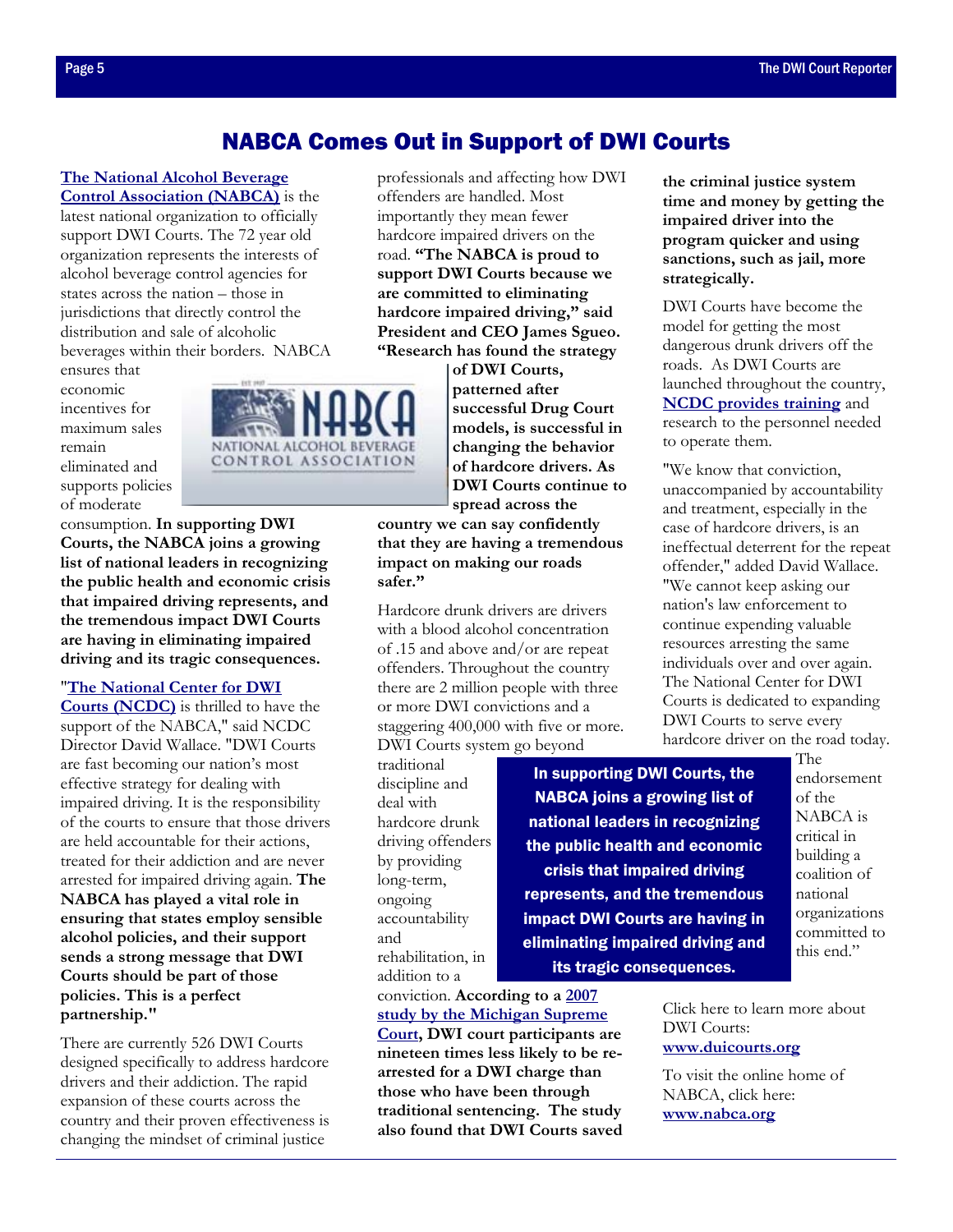# NABCA Comes Out in Support of DWI Courts

**The National Alcohol Beverage Control Association (NABCA)** is the latest national organization to officially support DWI Courts. The 72 year old organization represents the interests of alcohol beverage control agencies for states across the nation – those in jurisdictions that directly control the distribution and sale of alcoholic beverages within their borders. NABCA ensures that economic incentives for maximum sales remain eliminated and supports policies of moderate consumption. **In supporting DWI Courts, the NABCA joins a growing list of national leaders in recognizing the public health and economic crisis that impaired driving represents, and the tremendous impact DWI Courts are having in eliminating impaired driving and its tragic consequences.**

"**The National Center for DWI Courts (NCDC)** is thrilled to have the support of the NABCA," said NCDC Director David Wallace. "DWI Courts are fast becoming our nation's most effective strategy for dealing with impaired driving. It is the responsibility of the courts to ensure that those drivers are held accountable for their actions, treated for their addiction and are never arrested for impaired driving again. **The NABCA has played a vital role in ensuring that states employ sensible alcohol policies, and their support sends a strong message that DWI Courts should be part of those policies. This is a perfect partnership."**

There are currently 526 DWI Courts designed specifically to address hardcore drivers and their addiction. The rapid expansion of these courts across the country and their proven effectiveness is changing the mindset of criminal justice professionals and affecting how DWI offenders are handled. Most importantly they mean fewer hardcore impaired drivers on the road. **"The NABCA is proud to support DWI Courts because we are committed to eliminating hardcore impaired driving," said President and CEO James Sgueo. "Research has found the strategy of DWI Courts, patterned after successful Drug Court models, is successful in changing the behavior of hardcore drivers. As DWI Courts continue to spread across the country we can say confidently that they are having a tremendous impact on making our roads safer."**

Hardcore drunk drivers are drivers with a blood alcohol concentration of .15 and above and/or are repeat offenders. Throughout the country there are 2 million people with three or more DWI convictions and a staggering 400,000 with five or more. DWI Courts system go beyond traditional discipline and deal with hardcore drunk driving offenders by providing long-term, ongoing accountability and rehabilitation, in addition to a conviction. **According to a 2007 study by the Michigan Supreme Court, DWI court participants are nineteen times less likely to be re-arrested for a DWI charge than those who have been through traditional sentencing. The study also found that DWI Courts saved the criminal justice system time and money by getting the impaired driver into the program quicker and using sanctions, such as jail, more strategically.**

> **In supporting DWI Courts, the NABCA joins a growing list of national leaders in recognizing the public health and economic crisis that impaired driving represents, and the tremendous impact DWI Courts are having in eliminating impaired driving and its tragic consequences.**

DWI Courts have become the model for getting the most dangerous drunk drivers off the roads. As DWI Courts are launched throughout the country, **NCDC provides training** and research to the personnel needed to operate them.

"We know that conviction, unaccompanied by accountability and treatment, especially in the case of hardcore drivers, is an ineffectual deterrent for the repeat offender," added David Wallace. "We cannot keep asking our nation's law enforcement to continue expending valuable resources arresting the same individuals over and over again. The National Center for DWI Courts is dedicated to expanding DWI Courts to serve every hardcore driver on the road today. The endorsement of the NABCA is critical in building a coalition of national organizations committed to this end."

Click here to learn more about DWI Courts: **www.duicourts.org**

To visit the online home of NABCA, click here: **www.nabca.org**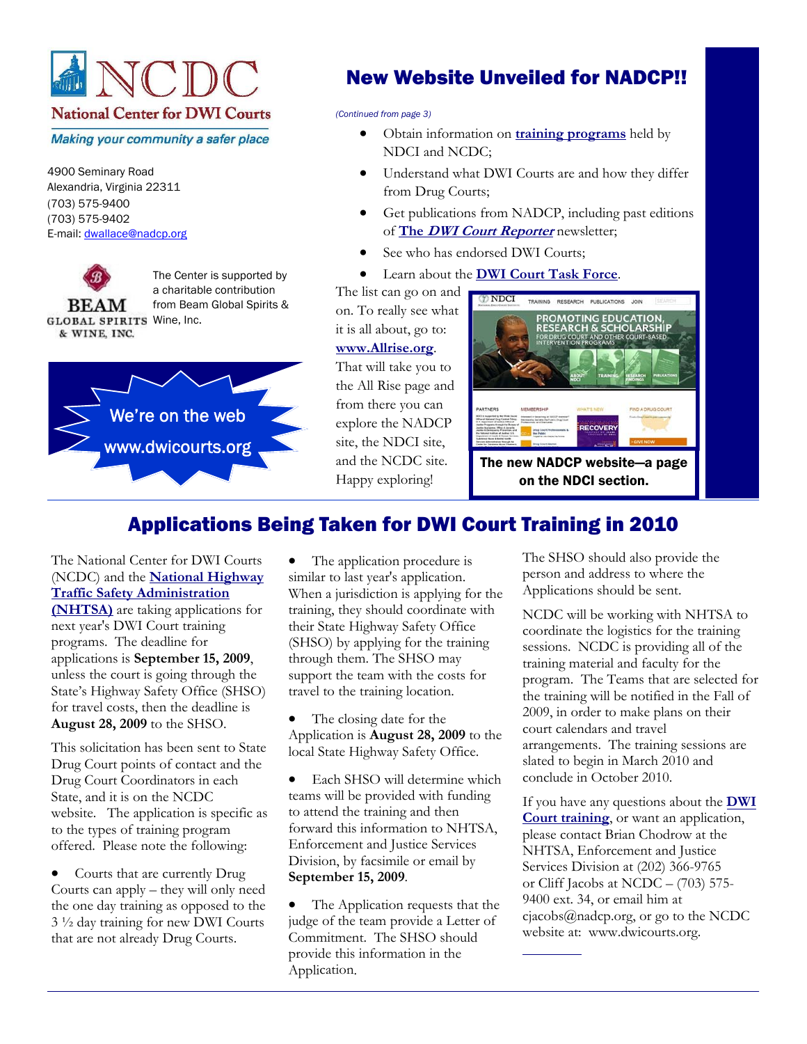# NCDC

**National Center for DWI Courts**

*Making your community a safer place*

4900 Seminary Road
Alexandria, Virginia 22311
(703) 575-9400
(703) 575-9402
E-mail: dwallace@nadcp.org

BEAM GLOBAL SPIRITS & WINE, INC.

The Center is supported by a charitable contribution from Beam Global Spirits & Wine, Inc.

We're on the web
www.dwicourts.org

## New Website Unveiled for NADCP!!

*(Continued from page 3)*

- Obtain information on **training programs** held by NDCI and NCDC;
- Understand what DWI Courts are and how they differ from Drug Courts;
- Get publications from NADCP, including past editions of ***The DWI Court Reporter*** newsletter;
- See who has endorsed DWI Courts;
- Learn about the **DWI Court Task Force**.

The list can go on and on. To really see what it is all about, go to: **www.Allrise.org**. That will take you to the All Rise page and from there you can explore the NADCP site, the NDCI site, and the NCDC site. Happy exploring!

**The new NADCP website—a page on the NDCI section.**

## Applications Being Taken for DWI Court Training in 2010

The National Center for DWI Courts (NCDC) and the **National Highway Traffic Safety Administration (NHTSA)** are taking applications for next year's DWI Court training programs. The deadline for applications is **September 15, 2009**, unless the court is going through the State's Highway Safety Office (SHSO) for travel costs, then the deadline is **August 28, 2009** to the SHSO.

This solicitation has been sent to State Drug Court points of contact and the Drug Court Coordinators in each State, and it is on the NCDC website. The application is specific as to the types of training program offered. Please note the following:

- Courts that are currently Drug Courts can apply – they will only need the one day training as opposed to the 3 ½ day training for new DWI Courts that are not already Drug Courts.
- The application procedure is similar to last year's application. When a jurisdiction is applying for the training, they should coordinate with their State Highway Safety Office (SHSO) by applying for the training through them. The SHSO may support the team with the costs for travel to the training location.
- The closing date for the Application is **August 28, 2009** to the local State Highway Safety Office.
- Each SHSO will determine which teams will be provided with funding to attend the training and then forward this information to NHTSA, Enforcement and Justice Services Division, by facsimile or email by **September 15, 2009**.
- The Application requests that the judge of the team provide a Letter of Commitment. The SHSO should provide this information in the Application.

The SHSO should also provide the person and address to where the Applications should be sent.

NCDC will be working with NHTSA to coordinate the logistics for the training sessions. NCDC is providing all of the training material and faculty for the program. The Teams that are selected for the training will be notified in the Fall of 2009, in order to make plans on their court calendars and travel arrangements. The training sessions are slated to begin in March 2010 and conclude in October 2010.

If you have any questions about the **DWI Court training**, or want an application, please contact Brian Chodrow at the NHTSA, Enforcement and Justice Services Division at (202) 366-9765 or Cliff Jacobs at NCDC – (703) 575-9400 ext. 34, or email him at cjacobs@nadcp.org, or go to the NCDC website at: www.dwicourts.org.